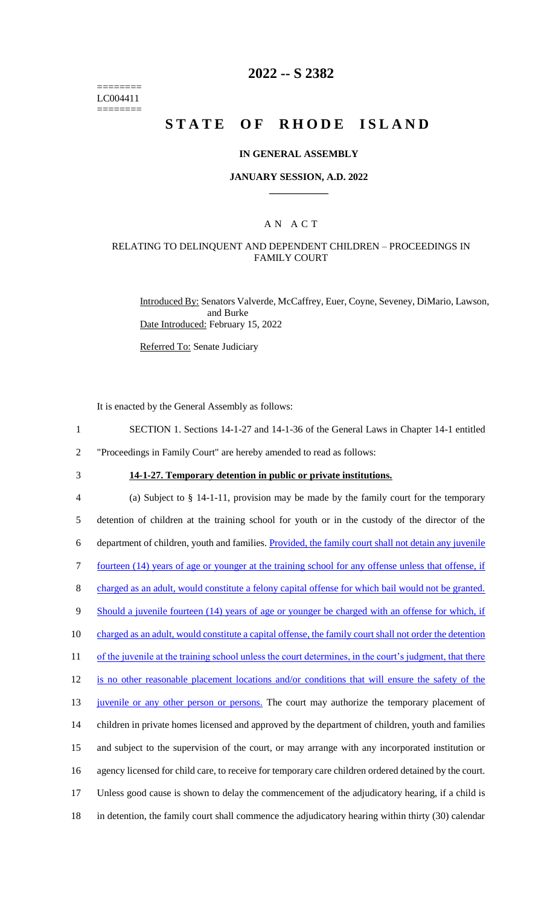========
LC004411
========

# 2022 -- S 2382

# STATE OF RHODE ISLAND

## IN GENERAL ASSEMBLY

### JANUARY SESSION, A.D. 2022

## A N A C T

### RELATING TO DELINQUENT AND DEPENDENT CHILDREN – PROCEEDINGS IN FAMILY COURT

Introduced By: Senators Valverde, McCaffrey, Euer, Coyne, Seveney, DiMario, Lawson, and Burke

Date Introduced: February 15, 2022

Referred To: Senate Judiciary

It is enacted by the General Assembly as follows:

1 SECTION 1. Sections 14-1-27 and 14-1-36 of the General Laws in Chapter 14-1 entitled
2 "Proceedings in Family Court" are hereby amended to read as follows:

3 **14-1-27. Temporary detention in public or private institutions.**

4 (a) Subject to § 14-1-11, provision may be made by the family court for the temporary
5 detention of children at the training school for youth or in the custody of the director of the
6 department of children, youth and families. Provided, the family court shall not detain any juvenile
7 fourteen (14) years of age or younger at the training school for any offense unless that offense, if
8 charged as an adult, would constitute a felony capital offense for which bail would not be granted.
9 Should a juvenile fourteen (14) years of age or younger be charged with an offense for which, if
10 charged as an adult, would constitute a capital offense, the family court shall not order the detention
11 of the juvenile at the training school unless the court determines, in the court's judgment, that there
12 is no other reasonable placement locations and/or conditions that will ensure the safety of the
13 juvenile or any other person or persons. The court may authorize the temporary placement of
14 children in private homes licensed and approved by the department of children, youth and families
15 and subject to the supervision of the court, or may arrange with any incorporated institution or
16 agency licensed for child care, to receive for temporary care children ordered detained by the court.
17 Unless good cause is shown to delay the commencement of the adjudicatory hearing, if a child is
18 in detention, the family court shall commence the adjudicatory hearing within thirty (30) calendar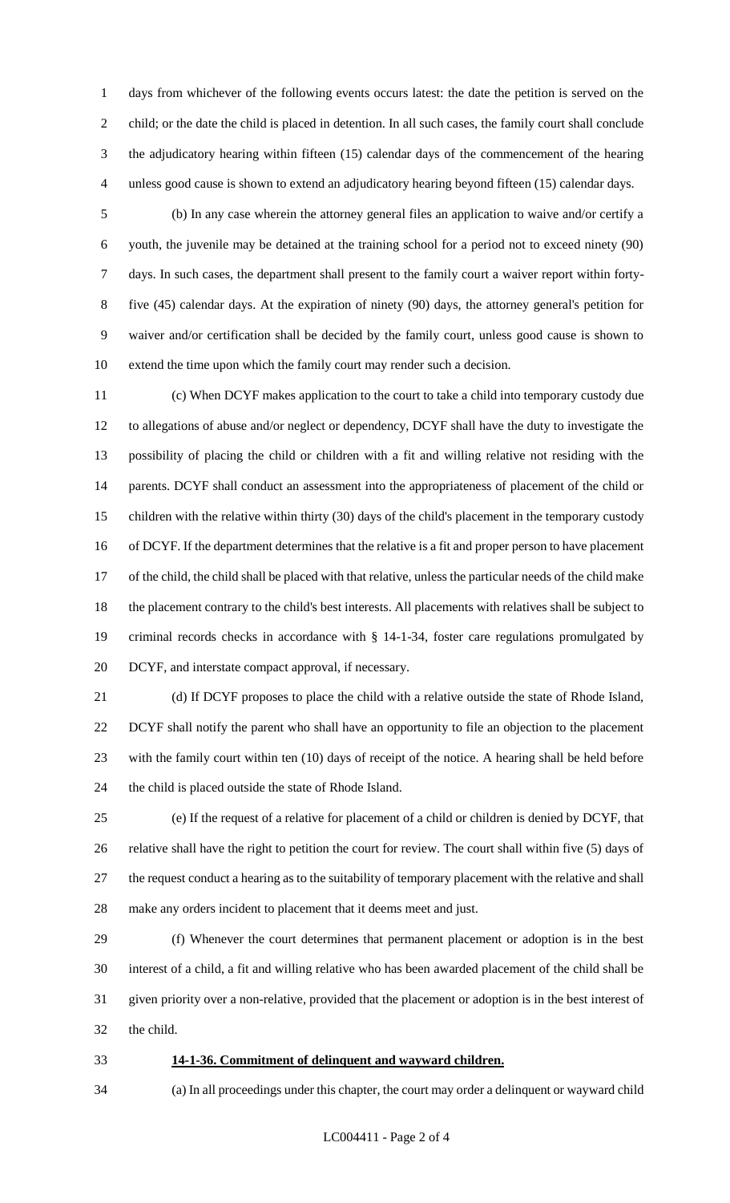days from whichever of the following events occurs latest: the date the petition is served on the child; or the date the child is placed in detention. In all such cases, the family court shall conclude the adjudicatory hearing within fifteen (15) calendar days of the commencement of the hearing unless good cause is shown to extend an adjudicatory hearing beyond fifteen (15) calendar days.

(b) In any case wherein the attorney general files an application to waive and/or certify a youth, the juvenile may be detained at the training school for a period not to exceed ninety (90) days. In such cases, the department shall present to the family court a waiver report within forty-five (45) calendar days. At the expiration of ninety (90) days, the attorney general's petition for waiver and/or certification shall be decided by the family court, unless good cause is shown to extend the time upon which the family court may render such a decision.

(c) When DCYF makes application to the court to take a child into temporary custody due to allegations of abuse and/or neglect or dependency, DCYF shall have the duty to investigate the possibility of placing the child or children with a fit and willing relative not residing with the parents. DCYF shall conduct an assessment into the appropriateness of placement of the child or children with the relative within thirty (30) days of the child's placement in the temporary custody of DCYF. If the department determines that the relative is a fit and proper person to have placement of the child, the child shall be placed with that relative, unless the particular needs of the child make the placement contrary to the child's best interests. All placements with relatives shall be subject to criminal records checks in accordance with § 14-1-34, foster care regulations promulgated by DCYF, and interstate compact approval, if necessary.

(d) If DCYF proposes to place the child with a relative outside the state of Rhode Island, DCYF shall notify the parent who shall have an opportunity to file an objection to the placement with the family court within ten (10) days of receipt of the notice. A hearing shall be held before the child is placed outside the state of Rhode Island.

(e) If the request of a relative for placement of a child or children is denied by DCYF, that relative shall have the right to petition the court for review. The court shall within five (5) days of the request conduct a hearing as to the suitability of temporary placement with the relative and shall make any orders incident to placement that it deems meet and just.

(f) Whenever the court determines that permanent placement or adoption is in the best interest of a child, a fit and willing relative who has been awarded placement of the child shall be given priority over a non-relative, provided that the placement or adoption is in the best interest of the child.

**14-1-36. Commitment of delinquent and wayward children.**

(a) In all proceedings under this chapter, the court may order a delinquent or wayward child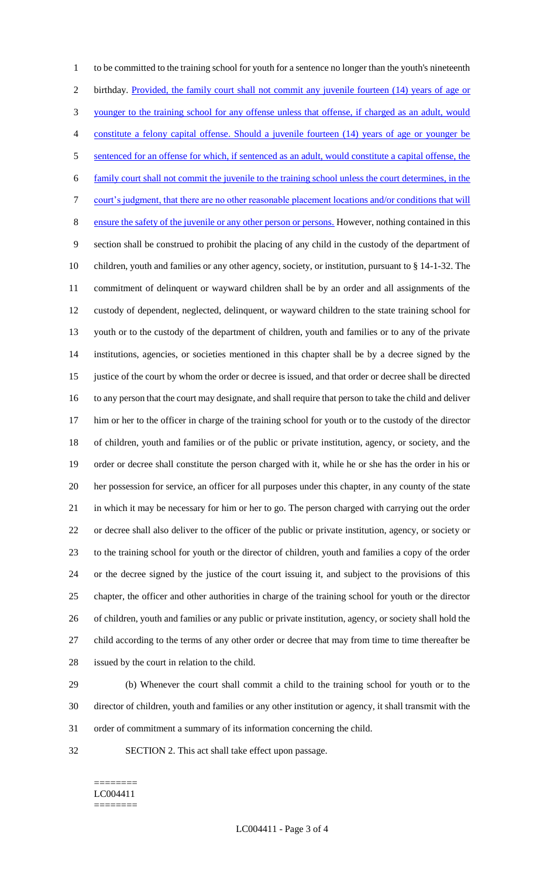to be committed to the training school for youth for a sentence no longer than the youth's nineteenth birthday. Provided, the family court shall not commit any juvenile fourteen (14) years of age or younger to the training school for any offense unless that offense, if charged as an adult, would constitute a felony capital offense. Should a juvenile fourteen (14) years of age or younger be sentenced for an offense for which, if sentenced as an adult, would constitute a capital offense, the family court shall not commit the juvenile to the training school unless the court determines, in the court's judgment, that there are no other reasonable placement locations and/or conditions that will ensure the safety of the juvenile or any other person or persons. However, nothing contained in this section shall be construed to prohibit the placing of any child in the custody of the department of children, youth and families or any other agency, society, or institution, pursuant to § 14-1-32. The commitment of delinquent or wayward children shall be by an order and all assignments of the custody of dependent, neglected, delinquent, or wayward children to the state training school for youth or to the custody of the department of children, youth and families or to any of the private institutions, agencies, or societies mentioned in this chapter shall be by a decree signed by the justice of the court by whom the order or decree is issued, and that order or decree shall be directed to any person that the court may designate, and shall require that person to take the child and deliver him or her to the officer in charge of the training school for youth or to the custody of the director of children, youth and families or of the public or private institution, agency, or society, and the order or decree shall constitute the person charged with it, while he or she has the order in his or her possession for service, an officer for all purposes under this chapter, in any county of the state in which it may be necessary for him or her to go. The person charged with carrying out the order or decree shall also deliver to the officer of the public or private institution, agency, or society or to the training school for youth or the director of children, youth and families a copy of the order or the decree signed by the justice of the court issuing it, and subject to the provisions of this chapter, the officer and other authorities in charge of the training school for youth or the director of children, youth and families or any public or private institution, agency, or society shall hold the child according to the terms of any other order or decree that may from time to time thereafter be issued by the court in relation to the child.

(b) Whenever the court shall commit a child to the training school for youth or to the director of children, youth and families or any other institution or agency, it shall transmit with the order of commitment a summary of its information concerning the child.

SECTION 2. This act shall take effect upon passage.

========
LC004411
========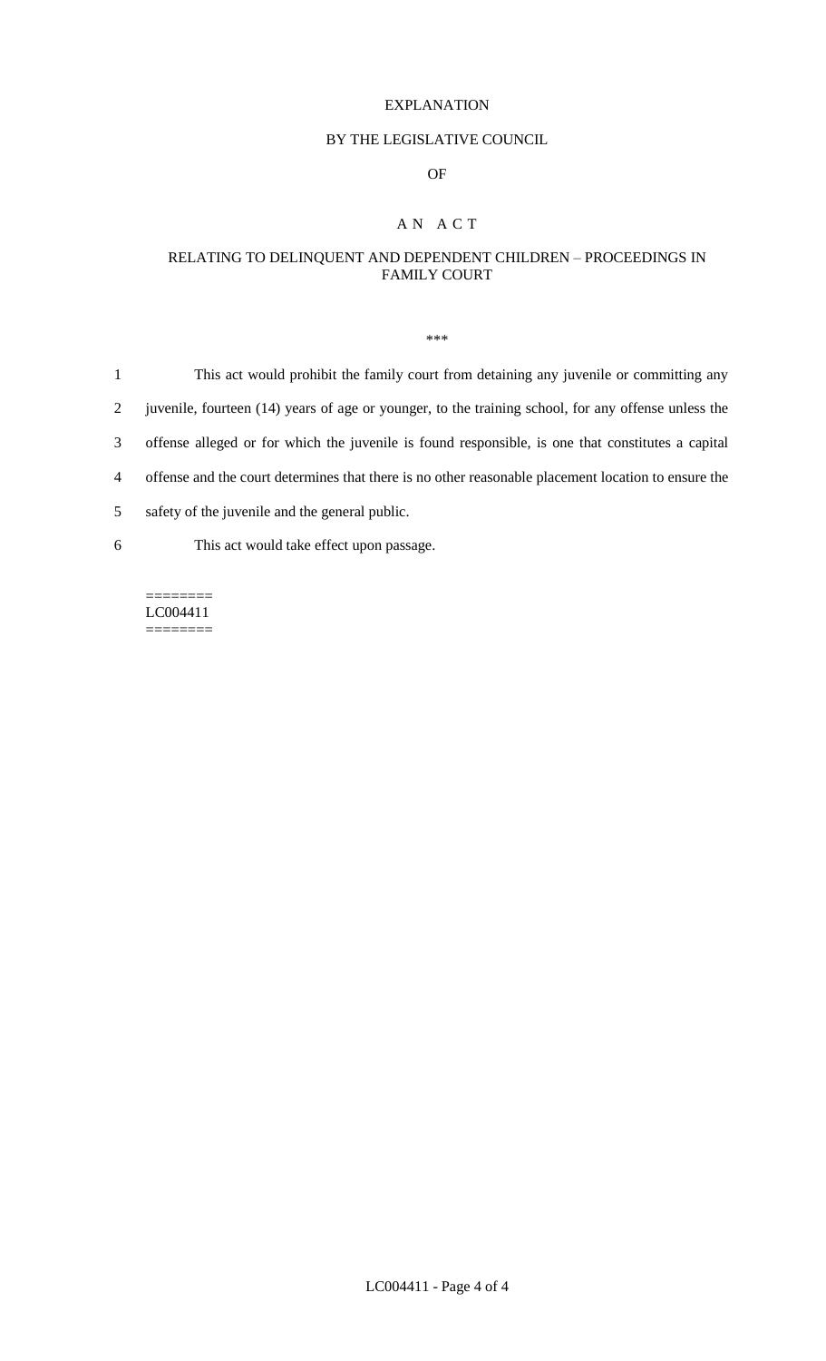EXPLANATION

BY THE LEGISLATIVE COUNCIL

OF

# A N A C T

RELATING TO DELINQUENT AND DEPENDENT CHILDREN – PROCEEDINGS IN FAMILY COURT

\*\*\*

This act would prohibit the family court from detaining any juvenile or committing any juvenile, fourteen (14) years of age or younger, to the training school, for any offense unless the offense alleged or for which the juvenile is found responsible, is one that constitutes a capital offense and the court determines that there is no other reasonable placement location to ensure the safety of the juvenile and the general public.

This act would take effect upon passage.

========
LC004411
========